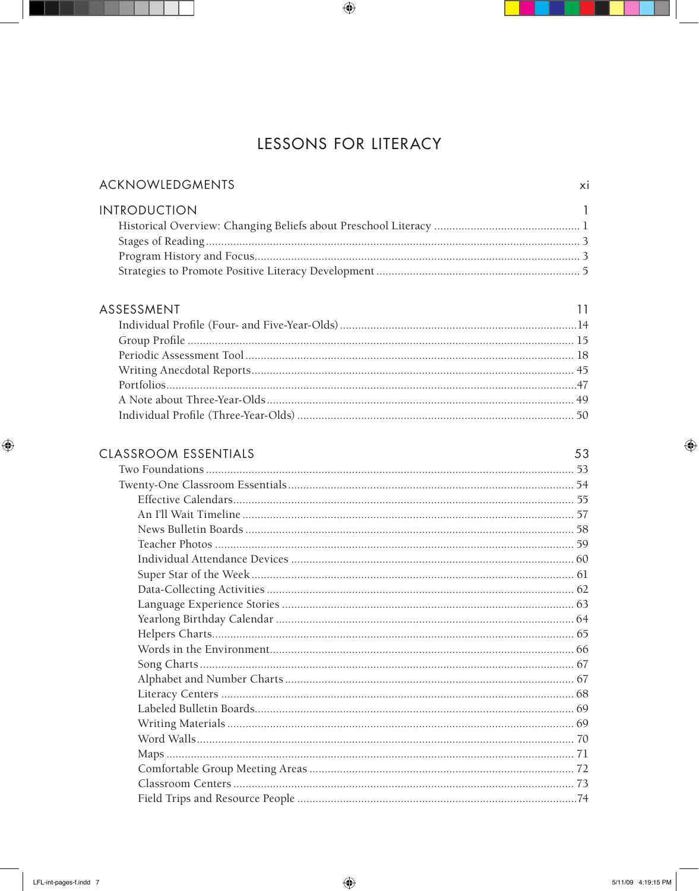# LESSONS FOR LITERACY

ACKNOWLEDGMENTS ........ xi

INTRODUCTION ........ 1

- Historical Overview: Changing Beliefs about Preschool Literacy ........ 1
- Stages of Reading ........ 3
- Program History and Focus ........ 3
- Strategies to Promote Positive Literacy Development ........ 5

ASSESSMENT ........ 11

- Individual Profile (Four- and Five-Year-Olds) ........ 14
- Group Profile ........ 15
- Periodic Assessment Tool ........ 18
- Writing Anecdotal Reports ........ 45
- Portfolios ........ 47
- A Note about Three-Year-Olds ........ 49
- Individual Profile (Three-Year-Olds) ........ 50

CLASSROOM ESSENTIALS ........ 53

- Two Foundations ........ 53
- Twenty-One Classroom Essentials ........ 54
  - Effective Calendars ........ 55
  - An I'll Wait Timeline ........ 57
  - News Bulletin Boards ........ 58
  - Teacher Photos ........ 59
  - Individual Attendance Devices ........ 60
  - Super Star of the Week ........ 61
  - Data-Collecting Activities ........ 62
  - Language Experience Stories ........ 63
  - Yearlong Birthday Calendar ........ 64
  - Helpers Charts ........ 65
  - Words in the Environment ........ 66
  - Song Charts ........ 67
  - Alphabet and Number Charts ........ 67
  - Literacy Centers ........ 68
  - Labeled Bulletin Boards ........ 69
  - Writing Materials ........ 69
  - Word Walls ........ 70
  - Maps ........ 71
  - Comfortable Group Meeting Areas ........ 72
  - Classroom Centers ........ 73
  - Field Trips and Resource People ........ 74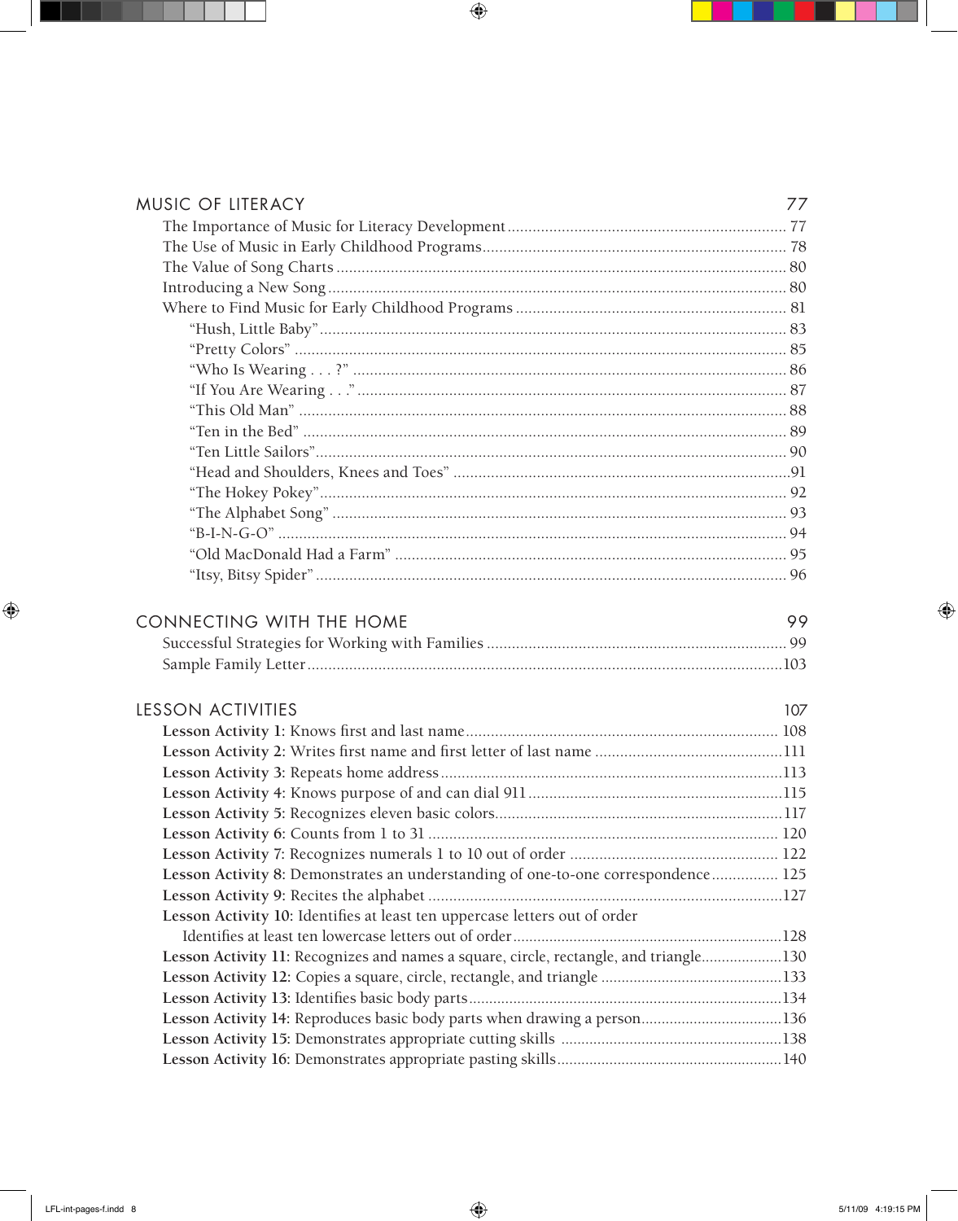## MUSIC OF LITERACY — 77

- The Importance of Music for Literacy Development .......... 77
- The Use of Music in Early Childhood Programs .......... 78
- The Value of Song Charts .......... 80
- Introducing a New Song .......... 80
- Where to Find Music for Early Childhood Programs .......... 81
  - "Hush, Little Baby" .......... 83
  - "Pretty Colors" .......... 85
  - "Who Is Wearing . . . ?" .......... 86
  - "If You Are Wearing . . ." .......... 87
  - "This Old Man" .......... 88
  - "Ten in the Bed" .......... 89
  - "Ten Little Sailors" .......... 90
  - "Head and Shoulders, Knees and Toes" .......... 91
  - "The Hokey Pokey" .......... 92
  - "The Alphabet Song" .......... 93
  - "B-I-N-G-O" .......... 94
  - "Old MacDonald Had a Farm" .......... 95
  - "Itsy, Bitsy Spider" .......... 96

## CONNECTING WITH THE HOME — 99

- Successful Strategies for Working with Families .......... 99
- Sample Family Letter .......... 103

## LESSON ACTIVITIES — 107

- **Lesson Activity 1:** Knows first and last name .......... 108
- **Lesson Activity 2:** Writes first name and first letter of last name .......... 111
- **Lesson Activity 3:** Repeats home address .......... 113
- **Lesson Activity 4:** Knows purpose of and can dial 911 .......... 115
- **Lesson Activity 5:** Recognizes eleven basic colors .......... 117
- **Lesson Activity 6:** Counts from 1 to 31 .......... 120
- **Lesson Activity 7:** Recognizes numerals 1 to 10 out of order .......... 122
- **Lesson Activity 8:** Demonstrates an understanding of one-to-one correspondence .......... 125
- **Lesson Activity 9:** Recites the alphabet .......... 127
- **Lesson Activity 10:** Identifies at least ten uppercase letters out of order
  Identifies at least ten lowercase letters out of order .......... 128
- **Lesson Activity 11:** Recognizes and names a square, circle, rectangle, and triangle .......... 130
- **Lesson Activity 12:** Copies a square, circle, rectangle, and triangle .......... 133
- **Lesson Activity 13:** Identifies basic body parts .......... 134
- **Lesson Activity 14:** Reproduces basic body parts when drawing a person .......... 136
- **Lesson Activity 15:** Demonstrates appropriate cutting skills .......... 138
- **Lesson Activity 16:** Demonstrates appropriate pasting skills .......... 140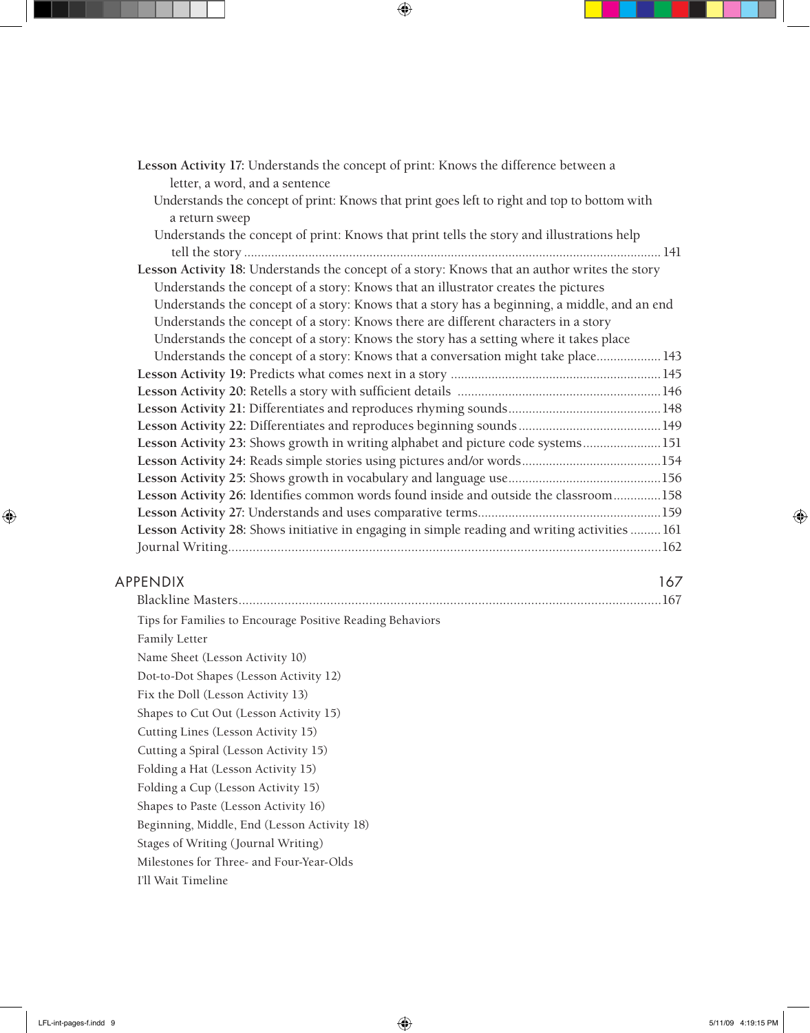**Lesson Activity 17:** Understands the concept of print: Knows the difference between a letter, a word, and a sentence
Understands the concept of print: Knows that print goes left to right and top to bottom with a return sweep
Understands the concept of print: Knows that print tells the story and illustrations help tell the story .......... 141

**Lesson Activity 18:** Understands the concept of a story: Knows that an author writes the story
Understands the concept of a story: Knows that an illustrator creates the pictures
Understands the concept of a story: Knows that a story has a beginning, a middle, and an end
Understands the concept of a story: Knows there are different characters in a story
Understands the concept of a story: Knows the story has a setting where it takes place
Understands the concept of a story: Knows that a conversation might take place.......... 143

**Lesson Activity 19:** Predicts what comes next in a story .......... 145

**Lesson Activity 20:** Retells a story with sufficient details .......... 146

**Lesson Activity 21:** Differentiates and reproduces rhyming sounds.......... 148

**Lesson Activity 22:** Differentiates and reproduces beginning sounds.......... 149

**Lesson Activity 23:** Shows growth in writing alphabet and picture code systems.......... 151

**Lesson Activity 24:** Reads simple stories using pictures and/or words.......... 154

**Lesson Activity 25:** Shows growth in vocabulary and language use.......... 156

**Lesson Activity 26:** Identifies common words found inside and outside the classroom.......... 158

**Lesson Activity 27:** Understands and uses comparative terms.......... 159

**Lesson Activity 28:** Shows initiative in engaging in simple reading and writing activities .......... 161

Journal Writing.......... 162

## APPENDIX 167

Blackline Masters.......... 167

- Tips for Families to Encourage Positive Reading Behaviors
- Family Letter
- Name Sheet (Lesson Activity 10)
- Dot-to-Dot Shapes (Lesson Activity 12)
- Fix the Doll (Lesson Activity 13)
- Shapes to Cut Out (Lesson Activity 15)
- Cutting Lines (Lesson Activity 15)
- Cutting a Spiral (Lesson Activity 15)
- Folding a Hat (Lesson Activity 15)
- Folding a Cup (Lesson Activity 15)
- Shapes to Paste (Lesson Activity 16)
- Beginning, Middle, End (Lesson Activity 18)
- Stages of Writing (Journal Writing)
- Milestones for Three- and Four-Year-Olds
- I'll Wait Timeline